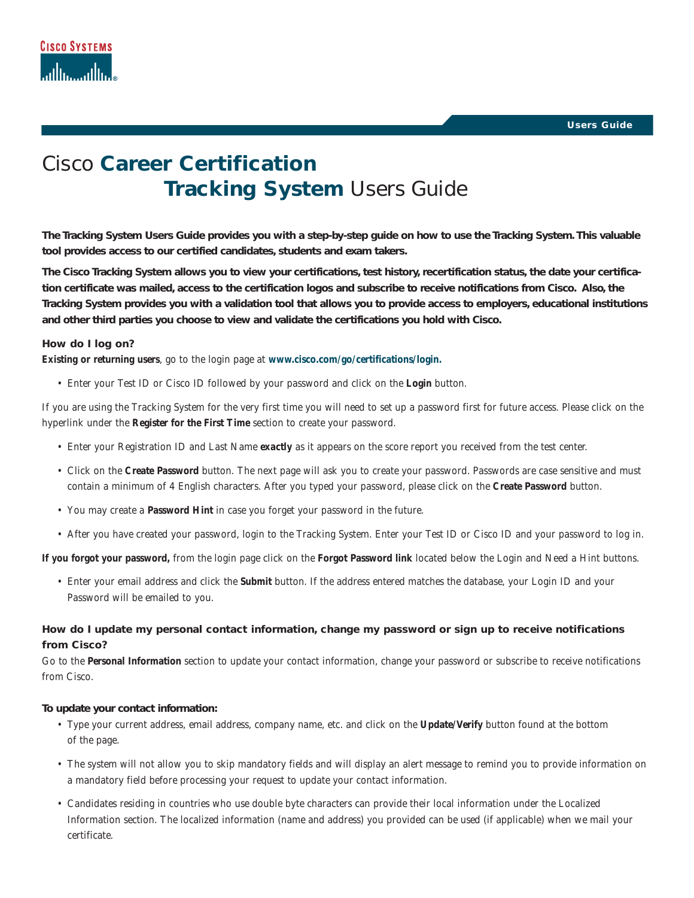# Cisco **Career Certification Tracking System** Users Guide

**The Tracking System Users Guide provides you with a step-by-step guide on how to use the Tracking System. This valuable tool provides access to our certified candidates, students and exam takers.**

**The Cisco Tracking System allows you to view your certifications, test history, recertification status, the date your certification certificate was mailed, access to the certification logos and subscribe to receive notifications from Cisco. Also, the Tracking System provides you with a validation tool that allows you to provide access to employers, educational institutions and other third parties you choose to view and validate the certifications you hold with Cisco.**

### How do I log on?

**Existing or returning users**, go to the login page at **www.cisco.com/go/certifications/login.**

- Enter your Test ID or Cisco ID followed by your password and click on the **Login** button.

If you are using the Tracking System for the very first time you will need to set up a password first for future access. Please click on the hyperlink under the **Register for the First Time** section to create your password.

- Enter your Registration ID and Last Name **exactly** as it appears on the score report you received from the test center.
- Click on the **Create Password** button. The next page will ask you to create your password. Passwords are case sensitive and must contain a minimum of 4 English characters. After you typed your password, please click on the **Create Password** button.
- You may create a **Password Hint** in case you forget your password in the future.
- After you have created your password, login to the Tracking System. Enter your Test ID or Cisco ID and your password to log in.

**If you forgot your password,** from the login page click on the **Forgot Password link** located below the Login and Need a Hint buttons.

- Enter your email address and click the **Submit** button. If the address entered matches the database, your Login ID and your Password will be emailed to you.

### How do I update my personal contact information, change my password or sign up to receive notifications from Cisco?

Go to the **Personal Information** section to update your contact information, change your password or subscribe to receive notifications from Cisco.

#### To update your contact information:

- Type your current address, email address, company name, etc. and click on the **Update/Verify** button found at the bottom of the page.
- The system will not allow you to skip mandatory fields and will display an alert message to remind you to provide information on a mandatory field before processing your request to update your contact information.
- Candidates residing in countries who use double byte characters can provide their local information under the Localized Information section. The localized information (name and address) you provided can be used (if applicable) when we mail your certificate.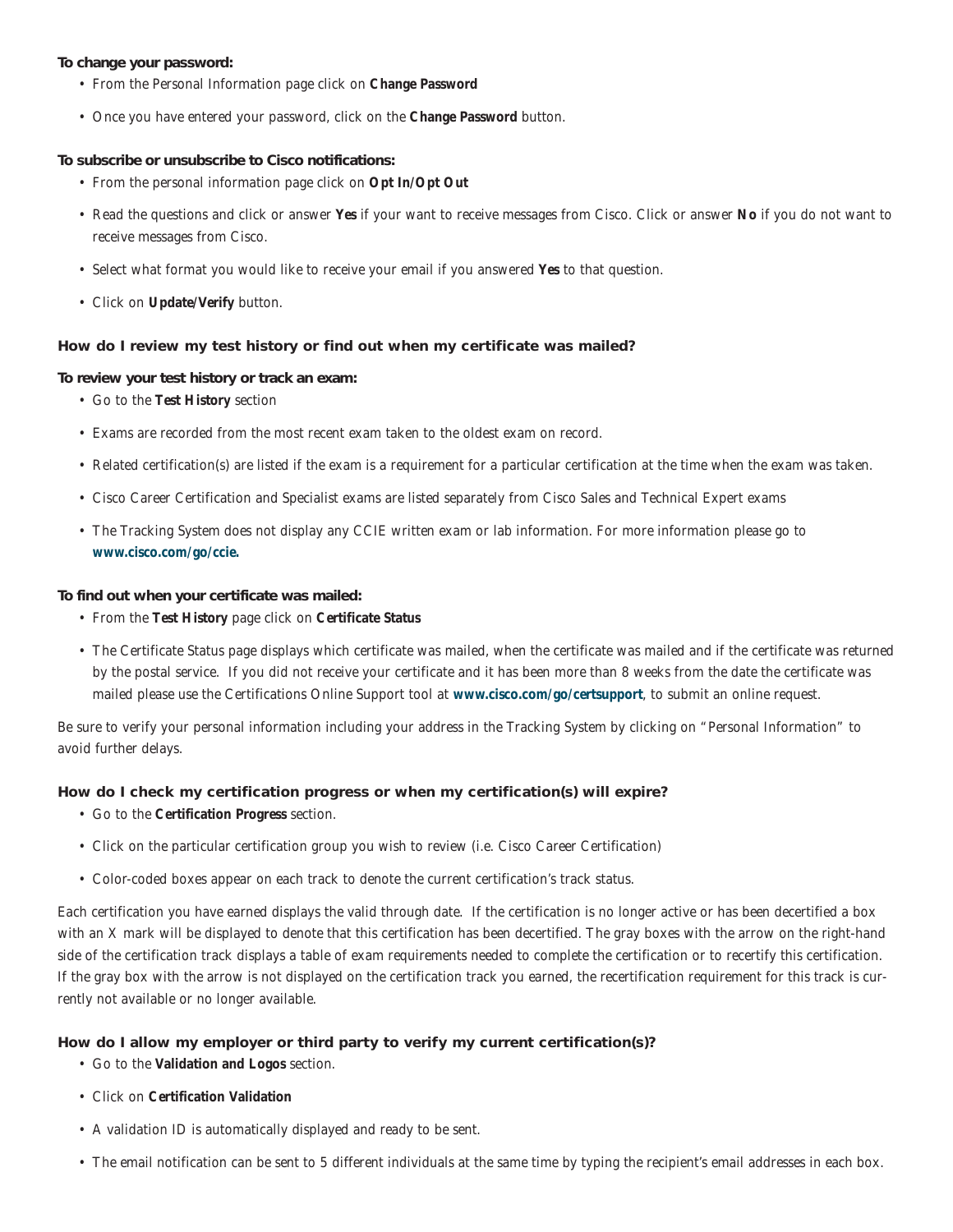**To change your password:**

- From the Personal Information page click on **Change Password**
- Once you have entered your password, click on the **Change Password** button.

**To subscribe or unsubscribe to Cisco notifications:**

- From the personal information page click on **Opt In/Opt Out**
- Read the questions and click or answer **Yes** if your want to receive messages from Cisco. Click or answer **No** if you do not want to receive messages from Cisco.
- Select what format you would like to receive your email if you answered **Yes** to that question.
- Click on **Update/Verify** button.

### How do I review my test history or find out when my certificate was mailed?

**To review your test history or track an exam:**

- Go to the **Test History** section
- Exams are recorded from the most recent exam taken to the oldest exam on record.
- Related certification(s) are listed if the exam is a requirement for a particular certification at the time when the exam was taken.
- Cisco Career Certification and Specialist exams are listed separately from Cisco Sales and Technical Expert exams
- The Tracking System does not display any CCIE written exam or lab information. For more information please go to **www.cisco.com/go/ccie.**

**To find out when your certificate was mailed:**

- From the **Test History** page click on **Certificate Status**
- The Certificate Status page displays which certificate was mailed, when the certificate was mailed and if the certificate was returned by the postal service. If you did not receive your certificate and it has been more than 8 weeks from the date the certificate was mailed please use the Certifications Online Support tool at **www.cisco.com/go/certsupport**, to submit an online request.

Be sure to verify your personal information including your address in the Tracking System by clicking on "Personal Information" to avoid further delays.

### How do I check my certification progress or when my certification(s) will expire?

- Go to the **Certification Progress** section.
- Click on the particular certification group you wish to review (i.e. Cisco Career Certification)
- Color-coded boxes appear on each track to denote the current certification's track status.

Each certification you have earned displays the valid through date. If the certification is no longer active or has been decertified a box with an X mark will be displayed to denote that this certification has been decertified. The gray boxes with the arrow on the right-hand side of the certification track displays a table of exam requirements needed to complete the certification or to recertify this certification. If the gray box with the arrow is not displayed on the certification track you earned, the recertification requirement for this track is currently not available or no longer available.

### How do I allow my employer or third party to verify my current certification(s)?

- Go to the **Validation and Logos** section.
- Click on **Certification Validation**
- A validation ID is automatically displayed and ready to be sent.
- The email notification can be sent to 5 different individuals at the same time by typing the recipient's email addresses in each box.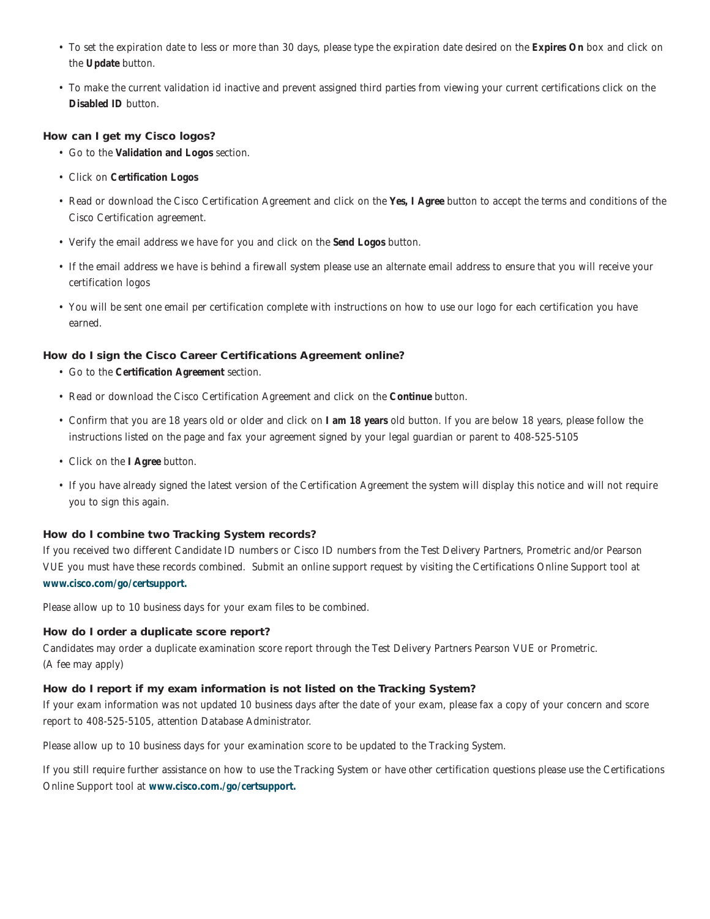- To set the expiration date to less or more than 30 days, please type the expiration date desired on the **Expires On** box and click on the **Update** button.
- To make the current validation id inactive and prevent assigned third parties from viewing your current certifications click on the **Disabled ID** button.

### How can I get my Cisco logos?

- Go to the **Validation and Logos** section.
- Click on **Certification Logos**
- Read or download the Cisco Certification Agreement and click on the **Yes, I Agree** button to accept the terms and conditions of the Cisco Certification agreement.
- Verify the email address we have for you and click on the **Send Logos** button.
- If the email address we have is behind a firewall system please use an alternate email address to ensure that you will receive your certification logos
- You will be sent one email per certification complete with instructions on how to use our logo for each certification you have earned.

### How do I sign the Cisco Career Certifications Agreement online?

- Go to the **Certification Agreement** section.
- Read or download the Cisco Certification Agreement and click on the **Continue** button.
- Confirm that you are 18 years old or older and click on **I am 18 years** old button. If you are below 18 years, please follow the instructions listed on the page and fax your agreement signed by your legal guardian or parent to 408-525-5105
- Click on the **I Agree** button.
- If you have already signed the latest version of the Certification Agreement the system will display this notice and will not require you to sign this again.

### How do I combine two Tracking System records?

If you received two different Candidate ID numbers or Cisco ID numbers from the Test Delivery Partners, Prometric and/or Pearson VUE you must have these records combined. Submit an online support request by visiting the Certifications Online Support tool at **www.cisco.com/go/certsupport.**

Please allow up to 10 business days for your exam files to be combined.

### How do I order a duplicate score report?

Candidates may order a duplicate examination score report through the Test Delivery Partners Pearson VUE or Prometric.
(A fee may apply)

### How do I report if my exam information is not listed on the Tracking System?

If your exam information was not updated 10 business days after the date of your exam, please fax a copy of your concern and score report to 408-525-5105, attention Database Administrator.

Please allow up to 10 business days for your examination score to be updated to the Tracking System.

If you still require further assistance on how to use the Tracking System or have other certification questions please use the Certifications Online Support tool at **www.cisco.com./go/certsupport.**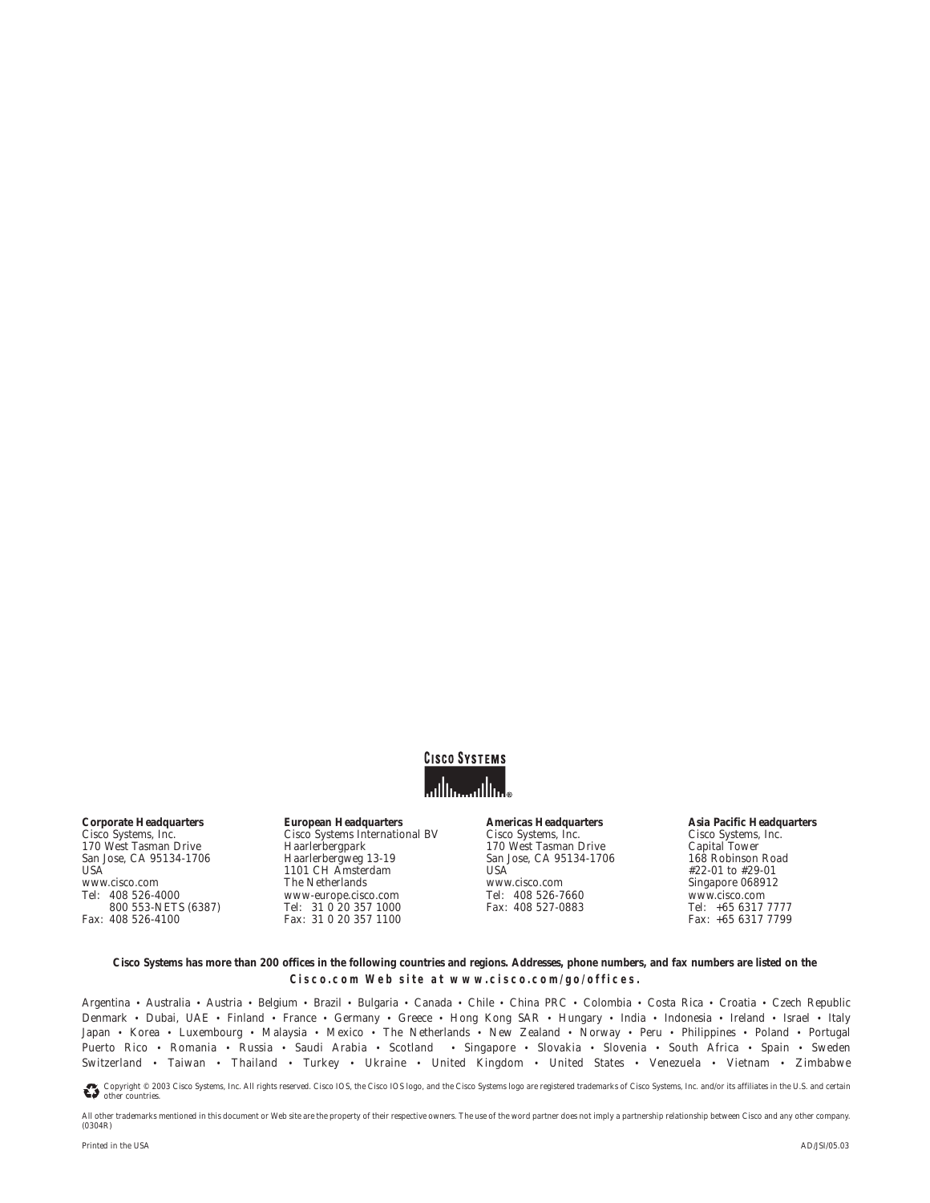**Cisco Systems**

**Corporate Headquarters**
Cisco Systems, Inc.
170 West Tasman Drive
San Jose, CA 95134-1706
USA
www.cisco.com
Tel: 408 526-4000
800 553-NETS (6387)
Fax: 408 526-4100

**European Headquarters**
Cisco Systems International BV
Haarlerbergpark
Haarlerbergweg 13-19
1101 CH Amsterdam
The Netherlands
www-europe.cisco.com
Tel: 31 0 20 357 1000
Fax: 31 0 20 357 1100

**Americas Headquarters**
Cisco Systems, Inc.
170 West Tasman Drive
San Jose, CA 95134-1706
USA
www.cisco.com
Tel: 408 526-7660
Fax: 408 527-0883

**Asia Pacific Headquarters**
Cisco Systems, Inc.
Capital Tower
168 Robinson Road
#22-01 to #29-01
Singapore 068912
www.cisco.com
Tel: +65 6317 7777
Fax: +65 6317 7799

**Cisco Systems has more than 200 offices in the following countries and regions. Addresses, phone numbers, and fax numbers are listed on the Cisco.com Web site at www.cisco.com/go/offices.**

Argentina • Australia • Austria • Belgium • Brazil • Bulgaria • Canada • Chile • China PRC • Colombia • Costa Rica • Croatia • Czech Republic Denmark • Dubai, UAE • Finland • France • Germany • Greece • Hong Kong SAR • Hungary • India • Indonesia • Ireland • Israel • Italy Japan • Korea • Luxembourg • Malaysia • Mexico • The Netherlands • New Zealand • Norway • Peru • Philippines • Poland • Portugal Puerto Rico • Romania • Russia • Saudi Arabia • Scotland • Singapore • Slovakia • Slovenia • South Africa • Spain • Sweden Switzerland • Taiwan • Thailand • Turkey • Ukraine • United Kingdom • United States • Venezuela • Vietnam • Zimbabwe

Copyright © 2003 Cisco Systems, Inc. All rights reserved. Cisco IOS, the Cisco IOS logo, and the Cisco Systems logo are registered trademarks of Cisco Systems, Inc. and/or its affiliates in the U.S. and certain other countries.

All other trademarks mentioned in this document or Web site are the property of their respective owners. The use of the word partner does not imply a partnership relationship between Cisco and any other company. (0304R)

Printed in the USA

AD/JSI/05.03